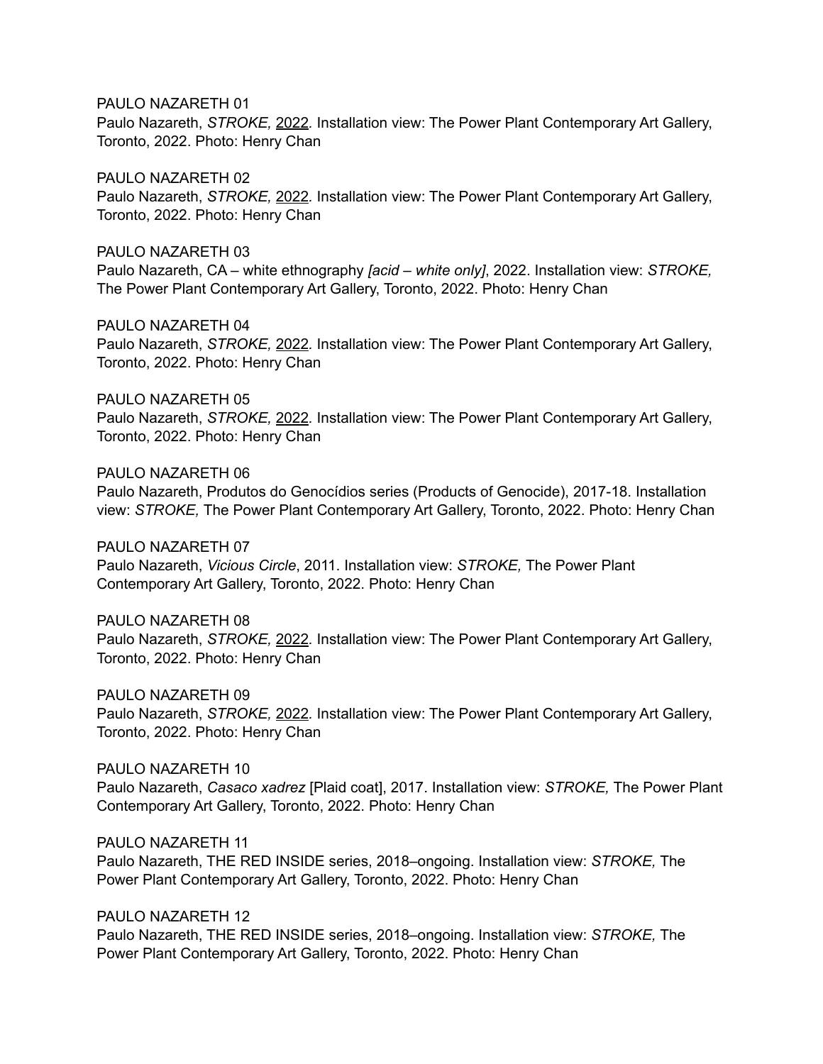PAULO NAZARETH 01
Paulo Nazareth, *STROKE,* 2022*.* Installation view: The Power Plant Contemporary Art Gallery, Toronto, 2022. Photo: Henry Chan

PAULO NAZARETH 02
Paulo Nazareth, *STROKE,* 2022*.* Installation view: The Power Plant Contemporary Art Gallery, Toronto, 2022. Photo: Henry Chan

PAULO NAZARETH 03
Paulo Nazareth, CA – white ethnography *[acid – white only]*, 2022. Installation view: *STROKE,* The Power Plant Contemporary Art Gallery, Toronto, 2022. Photo: Henry Chan

PAULO NAZARETH 04
Paulo Nazareth, *STROKE,* 2022*.* Installation view: The Power Plant Contemporary Art Gallery, Toronto, 2022. Photo: Henry Chan

PAULO NAZARETH 05
Paulo Nazareth, *STROKE,* 2022*.* Installation view: The Power Plant Contemporary Art Gallery, Toronto, 2022. Photo: Henry Chan

PAULO NAZARETH 06
Paulo Nazareth, Produtos do Genocídios series (Products of Genocide), 2017-18. Installation view: *STROKE,* The Power Plant Contemporary Art Gallery, Toronto, 2022. Photo: Henry Chan

PAULO NAZARETH 07
Paulo Nazareth, *Vicious Circle*, 2011. Installation view: *STROKE,* The Power Plant Contemporary Art Gallery, Toronto, 2022. Photo: Henry Chan

PAULO NAZARETH 08
Paulo Nazareth, *STROKE,* 2022*.* Installation view: The Power Plant Contemporary Art Gallery, Toronto, 2022. Photo: Henry Chan

PAULO NAZARETH 09
Paulo Nazareth, *STROKE,* 2022*.* Installation view: The Power Plant Contemporary Art Gallery, Toronto, 2022. Photo: Henry Chan

PAULO NAZARETH 10
Paulo Nazareth, *Casaco xadrez* [Plaid coat], 2017. Installation view: *STROKE,* The Power Plant Contemporary Art Gallery, Toronto, 2022. Photo: Henry Chan

PAULO NAZARETH 11
Paulo Nazareth, THE RED INSIDE series, 2018–ongoing. Installation view: *STROKE,* The Power Plant Contemporary Art Gallery, Toronto, 2022. Photo: Henry Chan

PAULO NAZARETH 12
Paulo Nazareth, THE RED INSIDE series, 2018–ongoing. Installation view: *STROKE,* The Power Plant Contemporary Art Gallery, Toronto, 2022. Photo: Henry Chan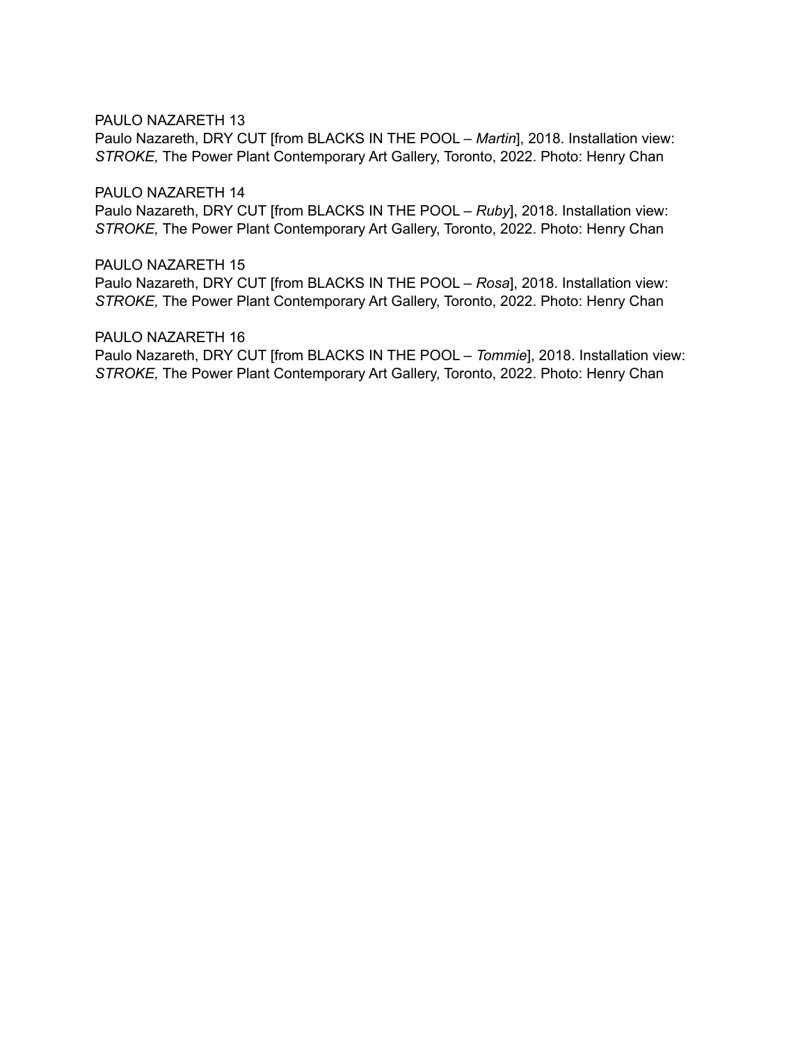PAULO NAZARETH 13
Paulo Nazareth, DRY CUT [from BLACKS IN THE POOL – *Martin*], 2018. Installation view: *STROKE,* The Power Plant Contemporary Art Gallery, Toronto, 2022. Photo: Henry Chan

PAULO NAZARETH 14
Paulo Nazareth, DRY CUT [from BLACKS IN THE POOL – *Ruby*], 2018. Installation view: *STROKE,* The Power Plant Contemporary Art Gallery, Toronto, 2022. Photo: Henry Chan

PAULO NAZARETH 15
Paulo Nazareth, DRY CUT [from BLACKS IN THE POOL – *Rosa*], 2018. Installation view: *STROKE,* The Power Plant Contemporary Art Gallery, Toronto, 2022. Photo: Henry Chan

PAULO NAZARETH 16
Paulo Nazareth, DRY CUT [from BLACKS IN THE POOL – *Tommie*], 2018. Installation view: *STROKE,* The Power Plant Contemporary Art Gallery, Toronto, 2022. Photo: Henry Chan